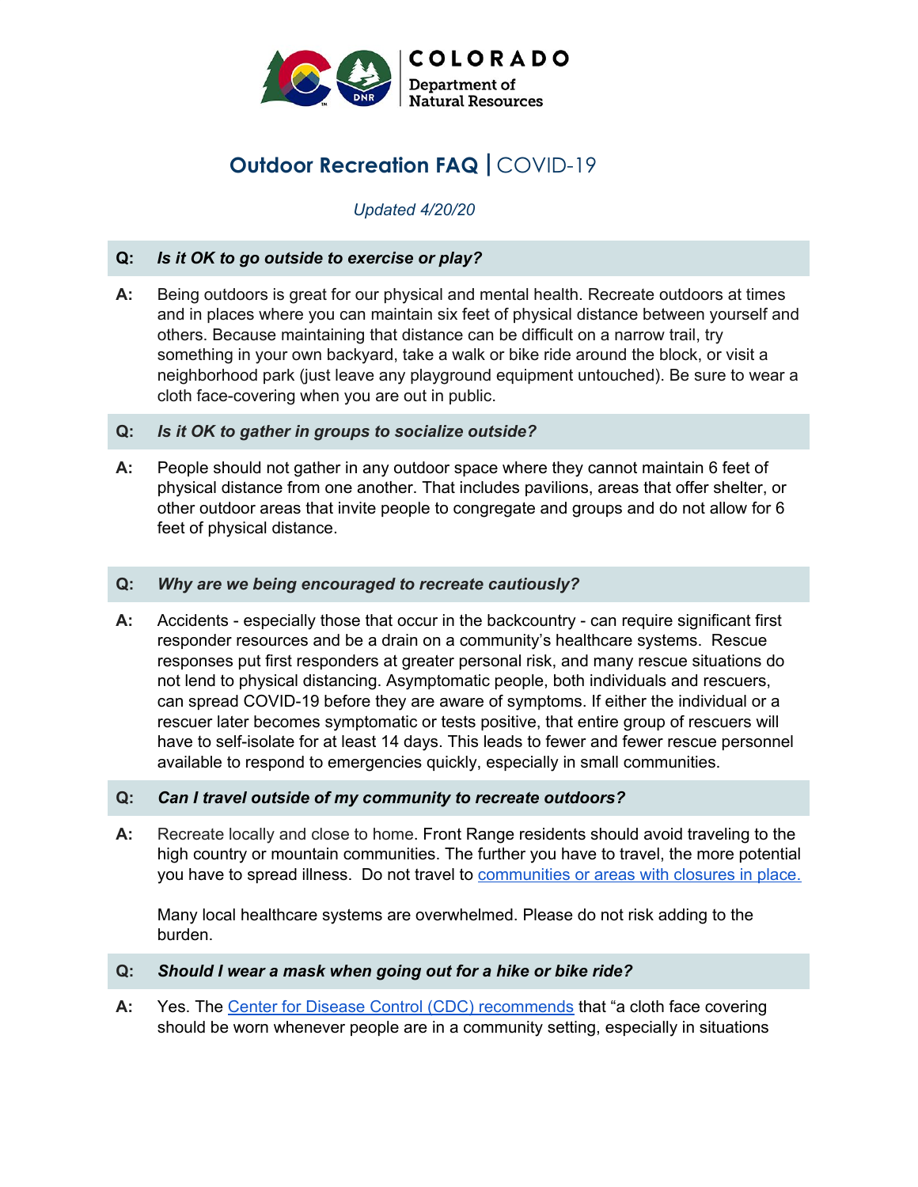**COLORADO**
Department of Natural Resources

# Outdoor Recreation FAQ | COVID-19

*Updated 4/20/20*

**Q:** ***Is it OK to go outside to exercise or play?***

**A:** Being outdoors is great for our physical and mental health. Recreate outdoors at times and in places where you can maintain six feet of physical distance between yourself and others. Because maintaining that distance can be difficult on a narrow trail, try something in your own backyard, take a walk or bike ride around the block, or visit a neighborhood park (just leave any playground equipment untouched). Be sure to wear a cloth face-covering when you are out in public.

**Q:** ***Is it OK to gather in groups to socialize outside?***

**A:** People should not gather in any outdoor space where they cannot maintain 6 feet of physical distance from one another. That includes pavilions, areas that offer shelter, or other outdoor areas that invite people to congregate and groups and do not allow for 6 feet of physical distance.

**Q:** ***Why are we being encouraged to recreate cautiously?***

**A:** Accidents - especially those that occur in the backcountry - can require significant first responder resources and be a drain on a community's healthcare systems. Rescue responses put first responders at greater personal risk, and many rescue situations do not lend to physical distancing. Asymptomatic people, both individuals and rescuers, can spread COVID-19 before they are aware of symptoms. If either the individual or a rescuer later becomes symptomatic or tests positive, that entire group of rescuers will have to self-isolate for at least 14 days. This leads to fewer and fewer rescue personnel available to respond to emergencies quickly, especially in small communities.

**Q:** ***Can I travel outside of my community to recreate outdoors?***

**A:** Recreate locally and close to home. Front Range residents should avoid traveling to the high country or mountain communities. The further you have to travel, the more potential you have to spread illness. Do not travel to communities or areas with closures in place.

Many local healthcare systems are overwhelmed. Please do not risk adding to the burden.

**Q:** ***Should I wear a mask when going out for a hike or bike ride?***

**A:** Yes. The Center for Disease Control (CDC) recommends that "a cloth face covering should be worn whenever people are in a community setting, especially in situations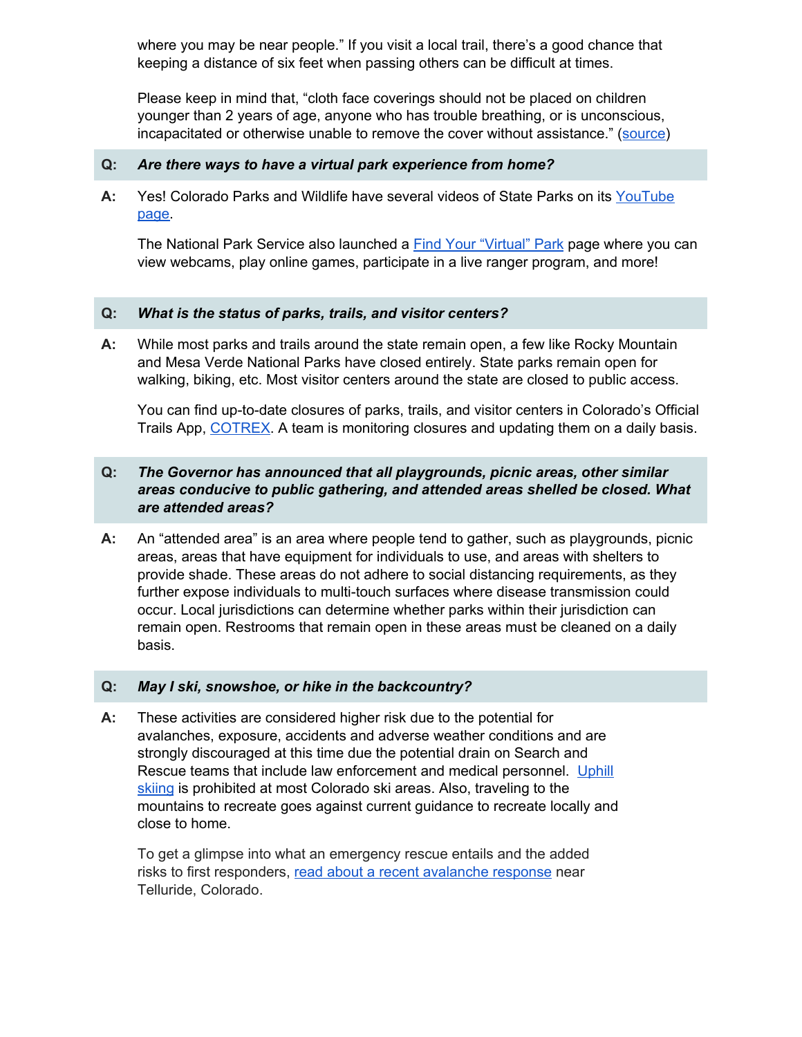where you may be near people." If you visit a local trail, there's a good chance that keeping a distance of six feet when passing others can be difficult at times.

Please keep in mind that, "cloth face coverings should not be placed on children younger than 2 years of age, anyone who has trouble breathing, or is unconscious, incapacitated or otherwise unable to remove the cover without assistance." (source)

**Q:** ***Are there ways to have a virtual park experience from home?***

**A:** Yes! Colorado Parks and Wildlife have several videos of State Parks on its YouTube page.

The National Park Service also launched a Find Your "Virtual" Park page where you can view webcams, play online games, participate in a live ranger program, and more!

**Q:** ***What is the status of parks, trails, and visitor centers?***

**A:** While most parks and trails around the state remain open, a few like Rocky Mountain and Mesa Verde National Parks have closed entirely. State parks remain open for walking, biking, etc. Most visitor centers around the state are closed to public access.

You can find up-to-date closures of parks, trails, and visitor centers in Colorado's Official Trails App, COTREX. A team is monitoring closures and updating them on a daily basis.

**Q:** ***The Governor has announced that all playgrounds, picnic areas, other similar areas conducive to public gathering, and attended areas shelled be closed. What are attended areas?***

**A:** An "attended area" is an area where people tend to gather, such as playgrounds, picnic areas, areas that have equipment for individuals to use, and areas with shelters to provide shade. These areas do not adhere to social distancing requirements, as they further expose individuals to multi-touch surfaces where disease transmission could occur. Local jurisdictions can determine whether parks within their jurisdiction can remain open. Restrooms that remain open in these areas must be cleaned on a daily basis.

**Q:** ***May I ski, snowshoe, or hike in the backcountry?***

**A:** These activities are considered higher risk due to the potential for avalanches, exposure, accidents and adverse weather conditions and are strongly discouraged at this time due the potential drain on Search and Rescue teams that include law enforcement and medical personnel. Uphill skiing is prohibited at most Colorado ski areas. Also, traveling to the mountains to recreate goes against current guidance to recreate locally and close to home.

To get a glimpse into what an emergency rescue entails and the added risks to first responders, read about a recent avalanche response near Telluride, Colorado.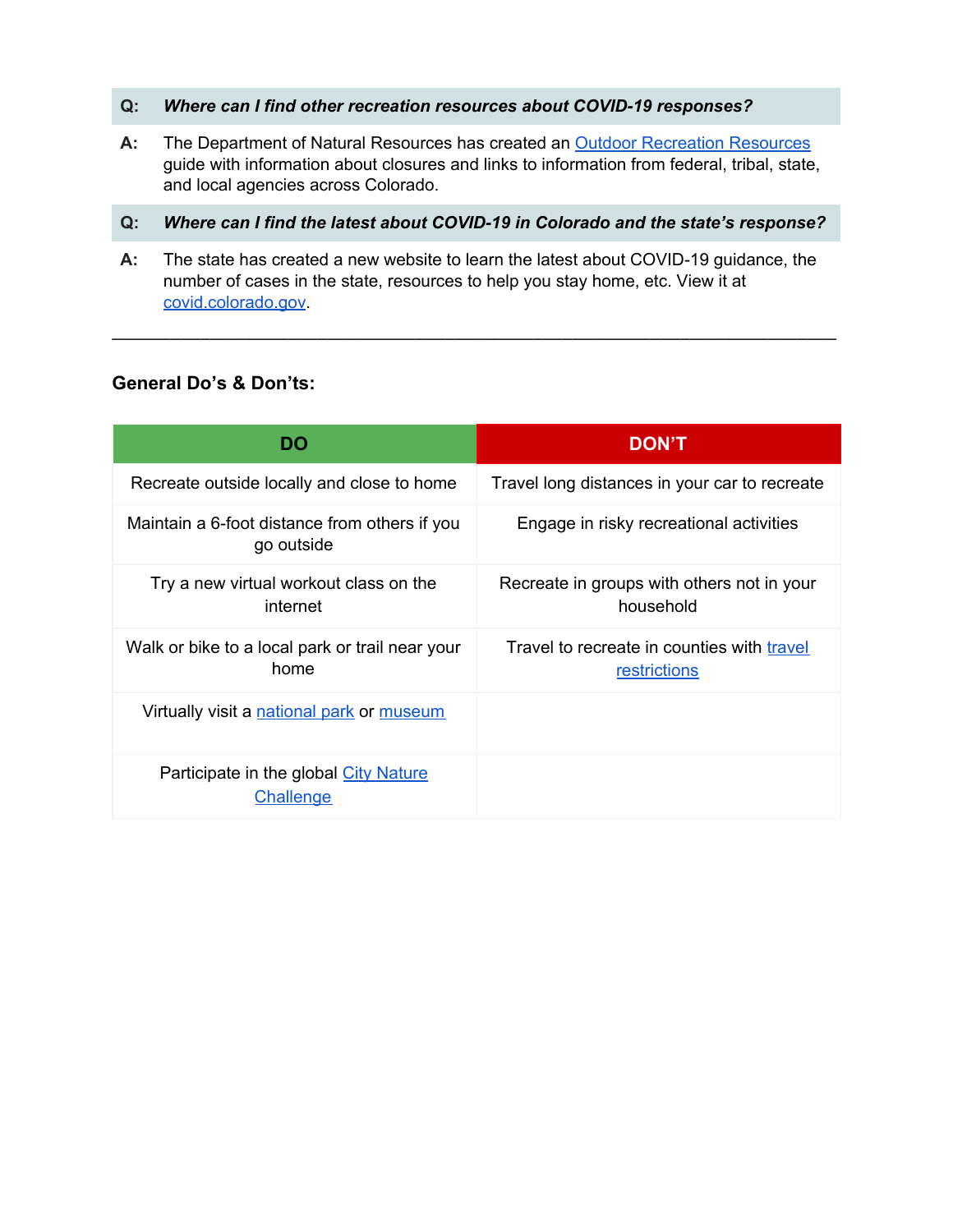**Q:** ***Where can I find other recreation resources about COVID-19 responses?***

**A:** The Department of Natural Resources has created an Outdoor Recreation Resources guide with information about closures and links to information from federal, tribal, state, and local agencies across Colorado.

**Q:** ***Where can I find the latest about COVID-19 in Colorado and the state's response?***

**A:** The state has created a new website to learn the latest about COVID-19 guidance, the number of cases in the state, resources to help you stay home, etc. View it at covid.colorado.gov.

---

**General Do's & Don'ts:**

| DO | DON'T |
|---|---|
| Recreate outside locally and close to home | Travel long distances in your car to recreate |
| Maintain a 6-foot distance from others if you go outside | Engage in risky recreational activities |
| Try a new virtual workout class on the internet | Recreate in groups with others not in your household |
| Walk or bike to a local park or trail near your home | Travel to recreate in counties with travel restrictions |
| Virtually visit a national park or museum | |
| Participate in the global City Nature Challenge | |